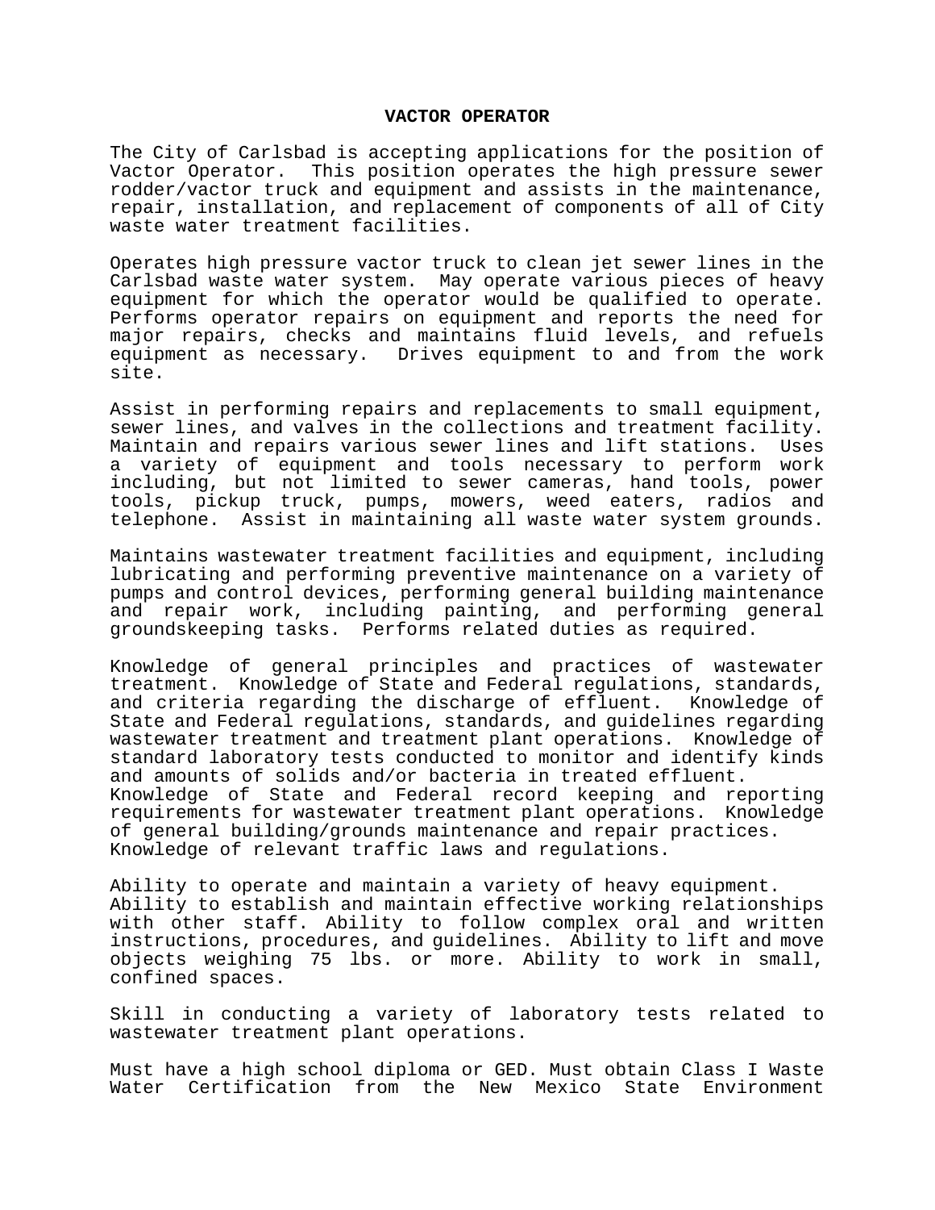# VACTOR OPERATOR

The City of Carlsbad is accepting applications for the position of Vactor Operator. This position operates the high pressure sewer rodder/vactor truck and equipment and assists in the maintenance, repair, installation, and replacement of components of all of City waste water treatment facilities.

Operates high pressure vactor truck to clean jet sewer lines in the Carlsbad waste water system. May operate various pieces of heavy equipment for which the operator would be qualified to operate. Performs operator repairs on equipment and reports the need for major repairs, checks and maintains fluid levels, and refuels equipment as necessary. Drives equipment to and from the work site.

Assist in performing repairs and replacements to small equipment, sewer lines, and valves in the collections and treatment facility. Maintain and repairs various sewer lines and lift stations. Uses a variety of equipment and tools necessary to perform work including, but not limited to sewer cameras, hand tools, power tools, pickup truck, pumps, mowers, weed eaters, radios and telephone. Assist in maintaining all waste water system grounds.

Maintains wastewater treatment facilities and equipment, including lubricating and performing preventive maintenance on a variety of pumps and control devices, performing general building maintenance and repair work, including painting, and performing general groundskeeping tasks. Performs related duties as required.

Knowledge of general principles and practices of wastewater treatment. Knowledge of State and Federal regulations, standards, and criteria regarding the discharge of effluent. Knowledge of State and Federal regulations, standards, and guidelines regarding wastewater treatment and treatment plant operations. Knowledge of standard laboratory tests conducted to monitor and identify kinds and amounts of solids and/or bacteria in treated effluent. Knowledge of State and Federal record keeping and reporting requirements for wastewater treatment plant operations. Knowledge of general building/grounds maintenance and repair practices. Knowledge of relevant traffic laws and regulations.

Ability to operate and maintain a variety of heavy equipment. Ability to establish and maintain effective working relationships with other staff. Ability to follow complex oral and written instructions, procedures, and guidelines. Ability to lift and move objects weighing 75 lbs. or more. Ability to work in small, confined spaces.

Skill in conducting a variety of laboratory tests related to wastewater treatment plant operations.

Must have a high school diploma or GED. Must obtain Class I Waste Water Certification from the New Mexico State Environment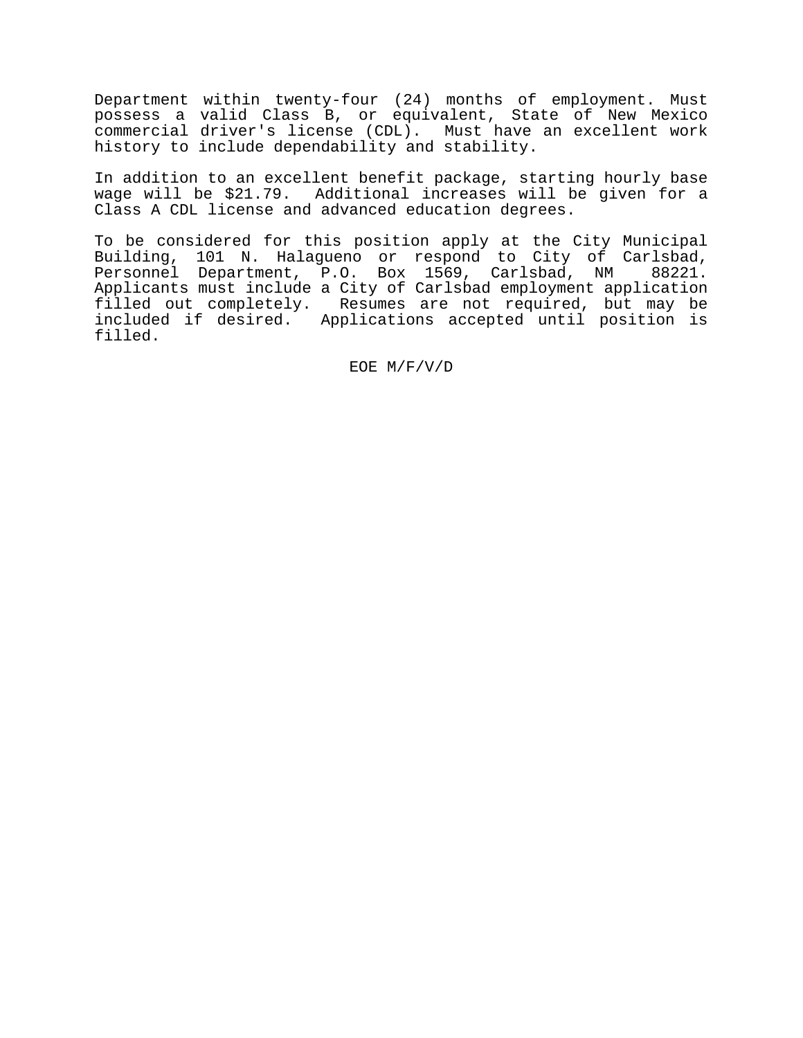Department within twenty-four (24) months of employment. Must possess a valid Class B, or equivalent, State of New Mexico commercial driver's license (CDL). Must have an excellent work history to include dependability and stability.

In addition to an excellent benefit package, starting hourly base wage will be $21.79. Additional increases will be given for a Class A CDL license and advanced education degrees.

To be considered for this position apply at the City Municipal Building, 101 N. Halagueno or respond to City of Carlsbad, Personnel Department, P.O. Box 1569, Carlsbad, NM 88221. Applicants must include a City of Carlsbad employment application filled out completely. Resumes are not required, but may be included if desired. Applications accepted until position is filled.

EOE M/F/V/D